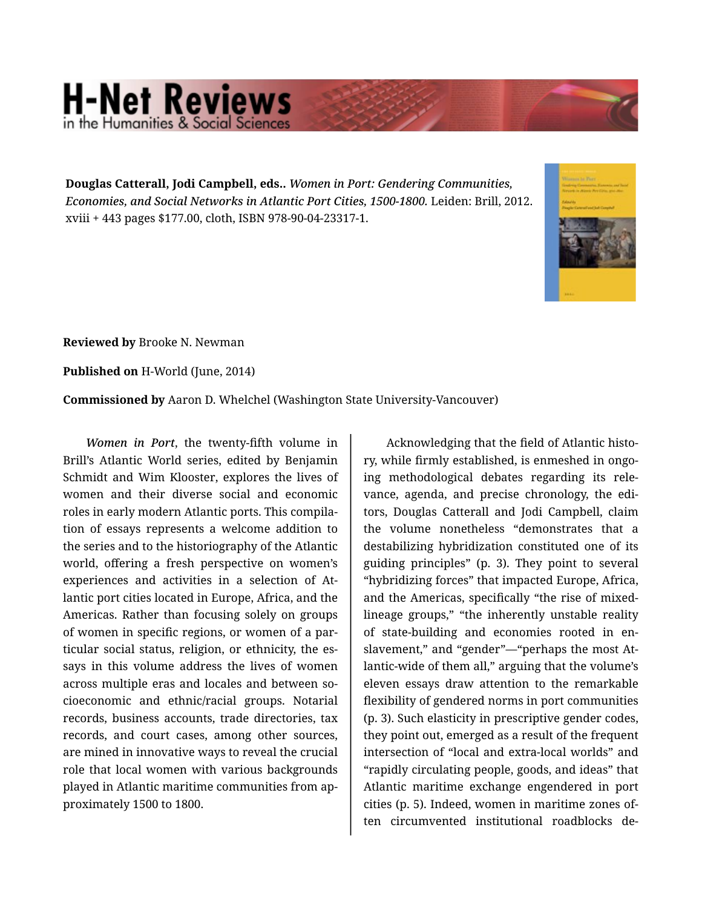**Douglas Catterall, Jodi Campbell, eds..** *Women in Port: Gendering Communities, Economies, and Social Networks in Atlantic Port Cities, 1500-1800.* Leiden: Brill, 2012. xviii + 443 pages $177.00, cloth, ISBN 978-90-04-23317-1.

**Reviewed by** Brooke N. Newman

**Published on** H-World (June, 2014)

**Commissioned by** Aaron D. Whelchel (Washington State University-Vancouver)

*Women in Port*, the twenty-fifth volume in Brill's Atlantic World series, edited by Benjamin Schmidt and Wim Klooster, explores the lives of women and their diverse social and economic roles in early modern Atlantic ports. This compilation of essays represents a welcome addition to the series and to the historiography of the Atlantic world, offering a fresh perspective on women's experiences and activities in a selection of Atlantic port cities located in Europe, Africa, and the Americas. Rather than focusing solely on groups of women in specific regions, or women of a particular social status, religion, or ethnicity, the essays in this volume address the lives of women across multiple eras and locales and between socioeconomic and ethnic/racial groups. Notarial records, business accounts, trade directories, tax records, and court cases, among other sources, are mined in innovative ways to reveal the crucial role that local women with various backgrounds played in Atlantic maritime communities from approximately 1500 to 1800.

Acknowledging that the field of Atlantic history, while firmly established, is enmeshed in ongoing methodological debates regarding its relevance, agenda, and precise chronology, the editors, Douglas Catterall and Jodi Campbell, claim the volume nonetheless "demonstrates that a destabilizing hybridization constituted one of its guiding principles" (p. 3). They point to several "hybridizing forces" that impacted Europe, Africa, and the Americas, specifically "the rise of mixed-lineage groups," "the inherently unstable reality of state-building and economies rooted in enslavement," and "gender"—"perhaps the most Atlantic-wide of them all," arguing that the volume's eleven essays draw attention to the remarkable flexibility of gendered norms in port communities (p. 3). Such elasticity in prescriptive gender codes, they point out, emerged as a result of the frequent intersection of "local and extra-local worlds" and "rapidly circulating people, goods, and ideas" that Atlantic maritime exchange engendered in port cities (p. 5). Indeed, women in maritime zones often circumvented institutional roadblocks de-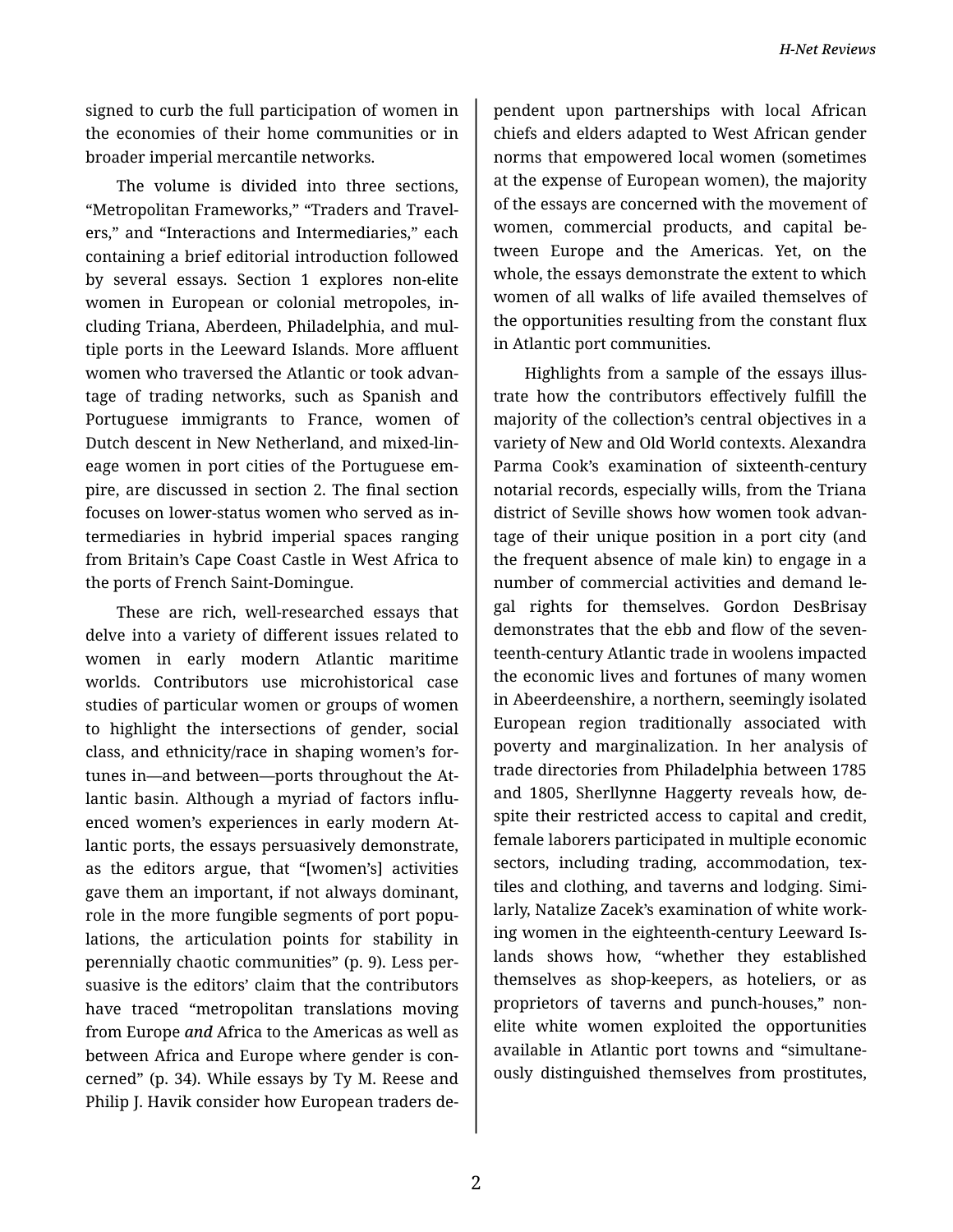signed to curb the full participation of women in the economies of their home communities or in broader imperial mercantile networks.

The volume is divided into three sections, "Metropolitan Frameworks," "Traders and Travelers," and "Interactions and Intermediaries," each containing a brief editorial introduction followed by several essays. Section 1 explores non-elite women in European or colonial metropoles, including Triana, Aberdeen, Philadelphia, and multiple ports in the Leeward Islands. More affluent women who traversed the Atlantic or took advantage of trading networks, such as Spanish and Portuguese immigrants to France, women of Dutch descent in New Netherland, and mixed-lineage women in port cities of the Portuguese empire, are discussed in section 2. The final section focuses on lower-status women who served as intermediaries in hybrid imperial spaces ranging from Britain's Cape Coast Castle in West Africa to the ports of French Saint-Domingue.

These are rich, well-researched essays that delve into a variety of different issues related to women in early modern Atlantic maritime worlds. Contributors use microhistorical case studies of particular women or groups of women to highlight the intersections of gender, social class, and ethnicity/race in shaping women's fortunes in—and between—ports throughout the Atlantic basin. Although a myriad of factors influenced women's experiences in early modern Atlantic ports, the essays persuasively demonstrate, as the editors argue, that "[women's] activities gave them an important, if not always dominant, role in the more fungible segments of port populations, the articulation points for stability in perennially chaotic communities" (p. 9). Less persuasive is the editors' claim that the contributors have traced "metropolitan translations moving from Europe ***and*** Africa to the Americas as well as between Africa and Europe where gender is concerned" (p. 34). While essays by Ty M. Reese and Philip J. Havik consider how European traders dependent upon partnerships with local African chiefs and elders adapted to West African gender norms that empowered local women (sometimes at the expense of European women), the majority of the essays are concerned with the movement of women, commercial products, and capital between Europe and the Americas. Yet, on the whole, the essays demonstrate the extent to which women of all walks of life availed themselves of the opportunities resulting from the constant flux in Atlantic port communities.

Highlights from a sample of the essays illustrate how the contributors effectively fulfill the majority of the collection's central objectives in a variety of New and Old World contexts. Alexandra Parma Cook's examination of sixteenth-century notarial records, especially wills, from the Triana district of Seville shows how women took advantage of their unique position in a port city (and the frequent absence of male kin) to engage in a number of commercial activities and demand legal rights for themselves. Gordon DesBrisay demonstrates that the ebb and flow of the seventeenth-century Atlantic trade in woolens impacted the economic lives and fortunes of many women in Abeerdeenshire, a northern, seemingly isolated European region traditionally associated with poverty and marginalization. In her analysis of trade directories from Philadelphia between 1785 and 1805, Sherllynne Haggerty reveals how, despite their restricted access to capital and credit, female laborers participated in multiple economic sectors, including trading, accommodation, textiles and clothing, and taverns and lodging. Similarly, Natalize Zacek's examination of white working women in the eighteenth-century Leeward Islands shows how, "whether they established themselves as shop-keepers, as hoteliers, or as proprietors of taverns and punch-houses," non-elite white women exploited the opportunities available in Atlantic port towns and "simultaneously distinguished themselves from prostitutes,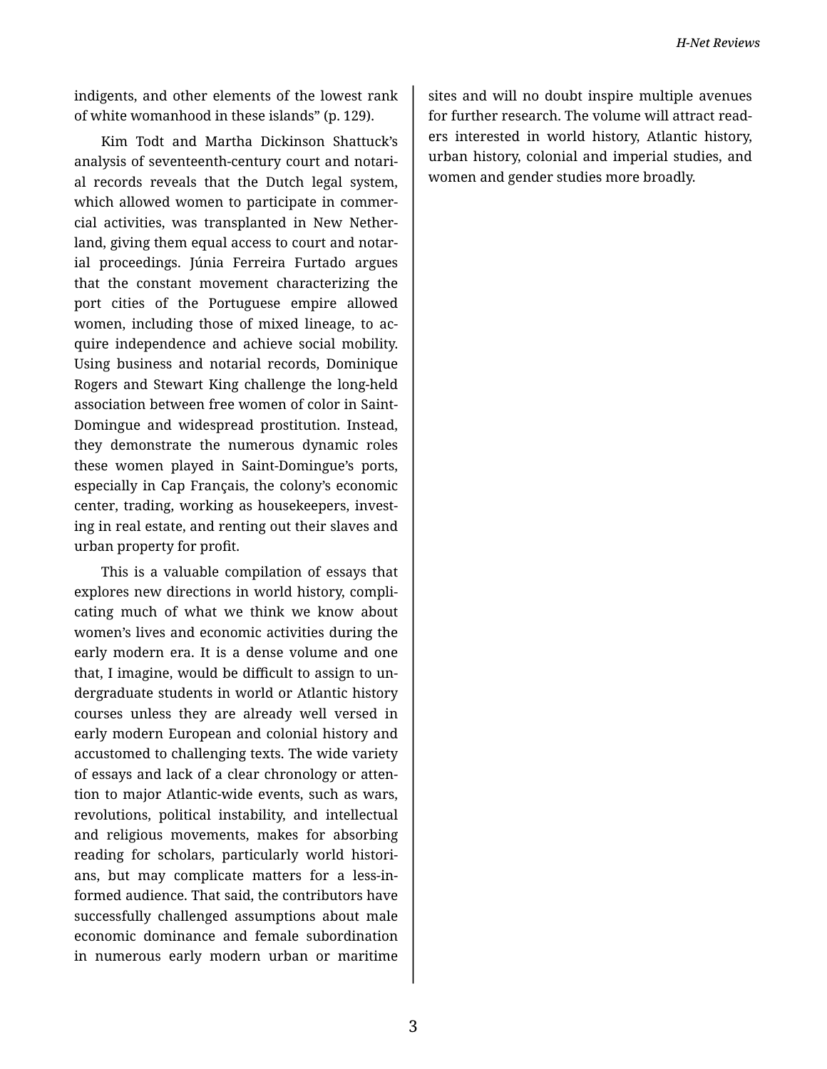indigents, and other elements of the lowest rank of white womanhood in these islands" (p. 129).

Kim Todt and Martha Dickinson Shattuck's analysis of seventeenth-century court and notarial records reveals that the Dutch legal system, which allowed women to participate in commercial activities, was transplanted in New Netherland, giving them equal access to court and notarial proceedings. Júnia Ferreira Furtado argues that the constant movement characterizing the port cities of the Portuguese empire allowed women, including those of mixed lineage, to acquire independence and achieve social mobility. Using business and notarial records, Dominique Rogers and Stewart King challenge the long-held association between free women of color in Saint-Domingue and widespread prostitution. Instead, they demonstrate the numerous dynamic roles these women played in Saint-Domingue's ports, especially in Cap Français, the colony's economic center, trading, working as housekeepers, investing in real estate, and renting out their slaves and urban property for profit.

This is a valuable compilation of essays that explores new directions in world history, complicating much of what we think we know about women's lives and economic activities during the early modern era. It is a dense volume and one that, I imagine, would be difficult to assign to undergraduate students in world or Atlantic history courses unless they are already well versed in early modern European and colonial history and accustomed to challenging texts. The wide variety of essays and lack of a clear chronology or attention to major Atlantic-wide events, such as wars, revolutions, political instability, and intellectual and religious movements, makes for absorbing reading for scholars, particularly world historians, but may complicate matters for a less-informed audience. That said, the contributors have successfully challenged assumptions about male economic dominance and female subordination in numerous early modern urban or maritime sites and will no doubt inspire multiple avenues for further research. The volume will attract readers interested in world history, Atlantic history, urban history, colonial and imperial studies, and women and gender studies more broadly.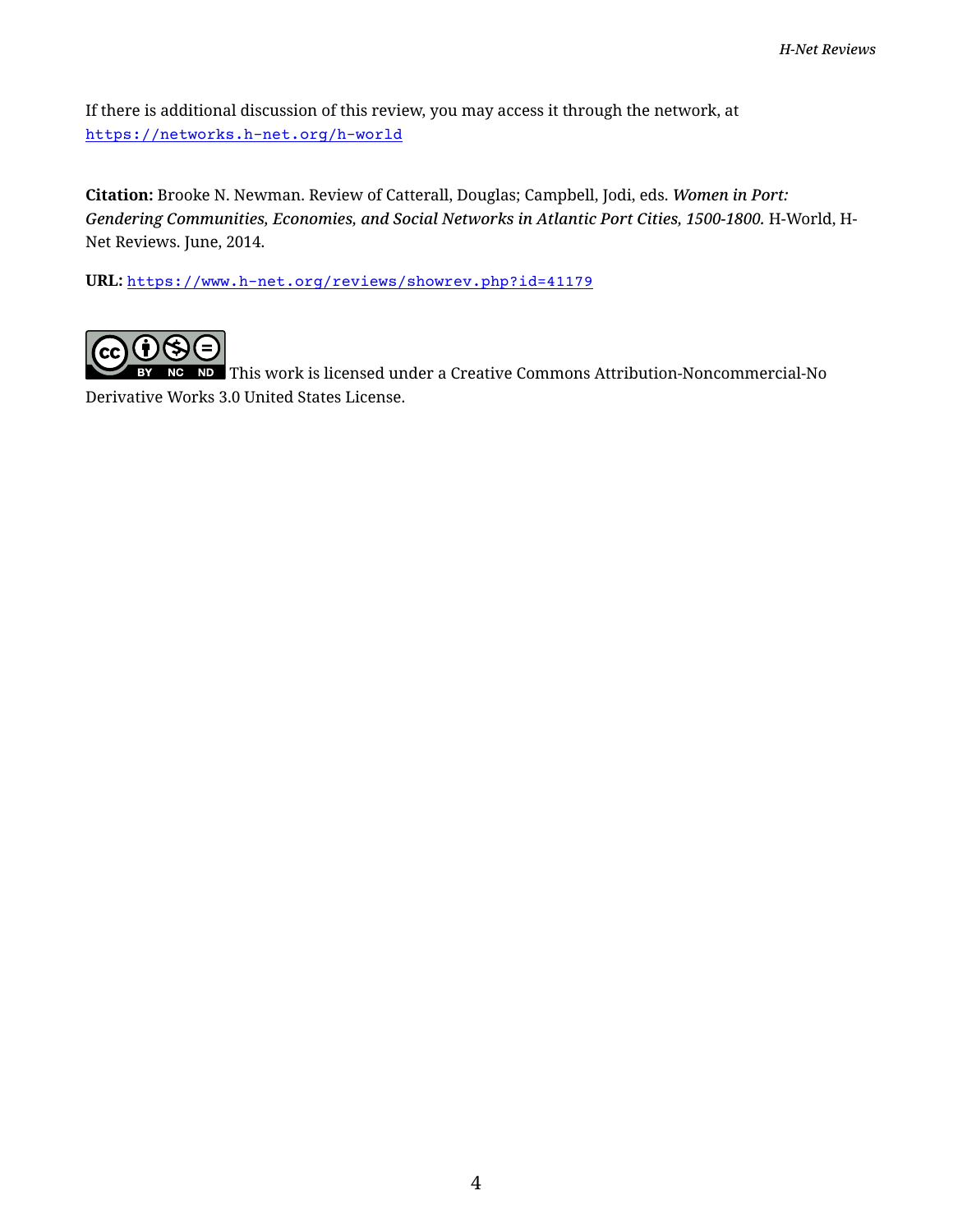If there is additional discussion of this review, you may access it through the network, at https://networks.h-net.org/h-world

**Citation:** Brooke N. Newman. Review of Catterall, Douglas; Campbell, Jodi, eds. ***Women in Port: Gendering Communities, Economies, and Social Networks in Atlantic Port Cities, 1500-1800.*** H-World, H-Net Reviews. June, 2014.

**URL:** https://www.h-net.org/reviews/showrev.php?id=41179

This work is licensed under a Creative Commons Attribution-Noncommercial-No Derivative Works 3.0 United States License.